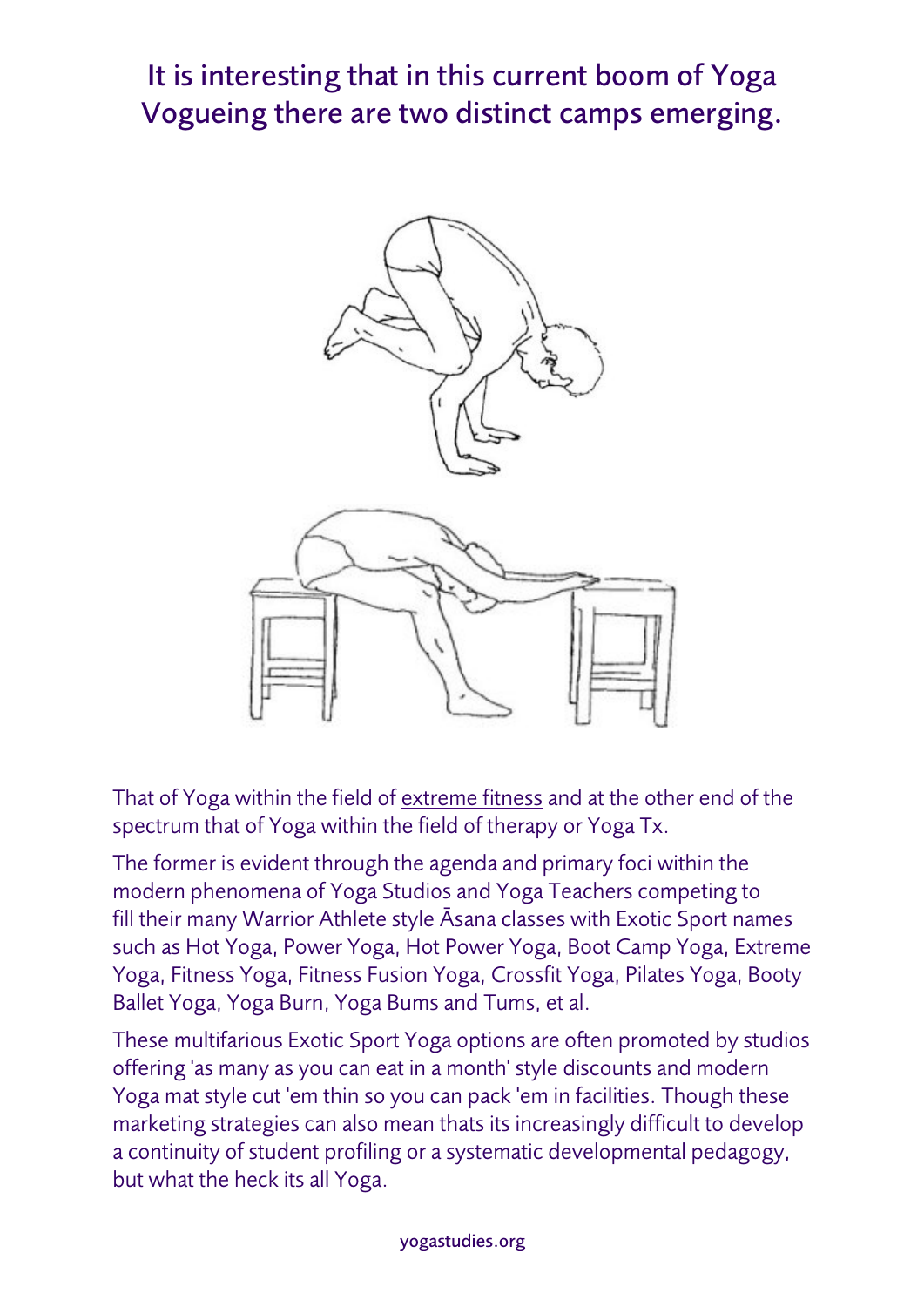# It is interesting that in this current boom of Yoga Vogueing there are two distinct camps emerging.

That of Yoga within the field of extreme fitness and at the other end of the spectrum that of Yoga within the field of therapy or Yoga Tx.

The former is evident through the agenda and primary foci within the modern phenomena of Yoga Studios and Yoga Teachers competing to fill their many Warrior Athlete style Āsana classes with Exotic Sport names such as Hot Yoga, Power Yoga, Hot Power Yoga, Boot Camp Yoga, Extreme Yoga, Fitness Yoga, Fitness Fusion Yoga, Crossfit Yoga, Pilates Yoga, Booty Ballet Yoga, Yoga Burn, Yoga Bums and Tums, et al.

These multifarious Exotic Sport Yoga options are often promoted by studios offering 'as many as you can eat in a month' style discounts and modern Yoga mat style cut 'em thin so you can pack 'em in facilities. Though these marketing strategies can also mean thats its increasingly difficult to develop a continuity of student profiling or a systematic developmental pedagogy, but what the heck its all Yoga.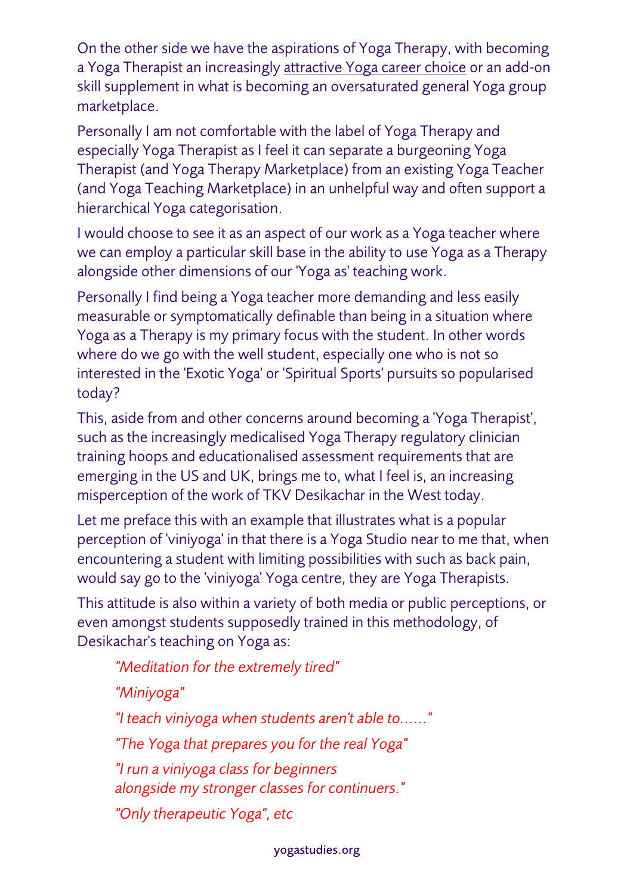On the other side we have the aspirations of Yoga Therapy, with becoming a Yoga Therapist an increasingly attractive Yoga career choice or an add-on skill supplement in what is becoming an oversaturated general Yoga group marketplace.

Personally I am not comfortable with the label of Yoga Therapy and especially Yoga Therapist as I feel it can separate a burgeoning Yoga Therapist (and Yoga Therapy Marketplace) from an existing Yoga Teacher (and Yoga Teaching Marketplace) in an unhelpful way and often support a hierarchical Yoga categorisation.

I would choose to see it as an aspect of our work as a Yoga teacher where we can employ a particular skill base in the ability to use Yoga as a Therapy alongside other dimensions of our 'Yoga as' teaching work.

Personally I find being a Yoga teacher more demanding and less easily measurable or symptomatically definable than being in a situation where Yoga as a Therapy is my primary focus with the student. In other words where do we go with the well student, especially one who is not so interested in the 'Exotic Yoga' or 'Spiritual Sports' pursuits so popularised today?

This, aside from and other concerns around becoming a 'Yoga Therapist', such as the increasingly medicalised Yoga Therapy regulatory clinician training hoops and educationalised assessment requirements that are emerging in the US and UK, brings me to, what I feel is, an increasing misperception of the work of TKV Desikachar in the West today.

Let me preface this with an example that illustrates what is a popular perception of 'viniyoga' in that there is a Yoga Studio near to me that, when encountering a student with limiting possibilities with such as back pain, would say go to the 'viniyoga' Yoga centre, they are Yoga Therapists.

This attitude is also within a variety of both media or public perceptions, or even amongst students supposedly trained in this methodology, of Desikachar's teaching on Yoga as:

> *"Meditation for the extremely tired"*
>
> *"Miniyoga"*
>
> *"I teach viniyoga when students aren't able to......"*
>
> *"The Yoga that prepares you for the real Yoga"*
>
> *"I run a viniyoga class for beginners
> alongside my stronger classes for continuers."*
>
> *"Only therapeutic Yoga", etc*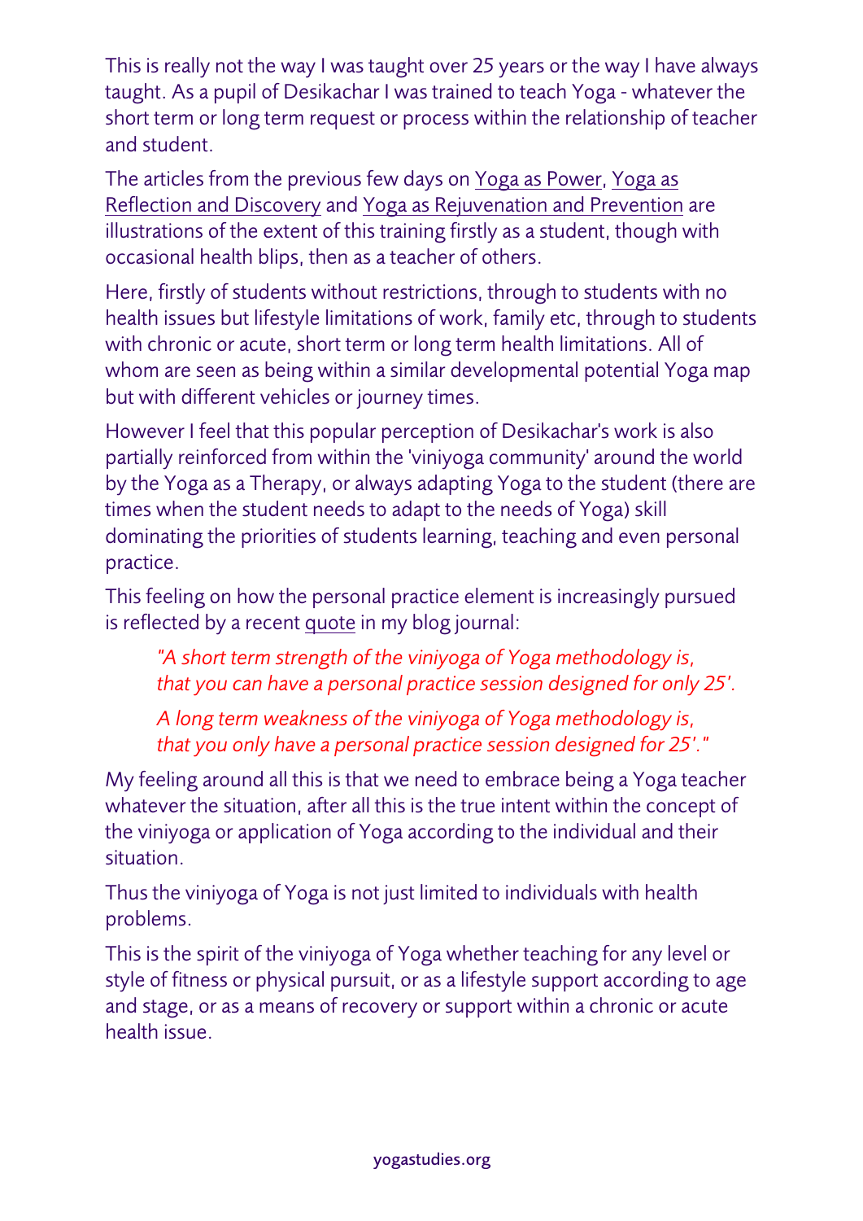This is really not the way I was taught over 25 years or the way I have always taught. As a pupil of Desikachar I was trained to teach Yoga - whatever the short term or long term request or process within the relationship of teacher and student.

The articles from the previous few days on Yoga as Power, Yoga as Reflection and Discovery and Yoga as Rejuvenation and Prevention are illustrations of the extent of this training firstly as a student, though with occasional health blips, then as a teacher of others.

Here, firstly of students without restrictions, through to students with no health issues but lifestyle limitations of work, family etc, through to students with chronic or acute, short term or long term health limitations. All of whom are seen as being within a similar developmental potential Yoga map but with different vehicles or journey times.

However I feel that this popular perception of Desikachar's work is also partially reinforced from within the 'viniyoga community' around the world by the Yoga as a Therapy, or always adapting Yoga to the student (there are times when the student needs to adapt to the needs of Yoga) skill dominating the priorities of students learning, teaching and even personal practice.

This feeling on how the personal practice element is increasingly pursued is reflected by a recent quote in my blog journal:

> *"A short term strength of the viniyoga of Yoga methodology is, that you can have a personal practice session designed for only 25'.*
>
> *A long term weakness of the viniyoga of Yoga methodology is, that you only have a personal practice session designed for 25'."*

My feeling around all this is that we need to embrace being a Yoga teacher whatever the situation, after all this is the true intent within the concept of the viniyoga or application of Yoga according to the individual and their situation.

Thus the viniyoga of Yoga is not just limited to individuals with health problems.

This is the spirit of the viniyoga of Yoga whether teaching for any level or style of fitness or physical pursuit, or as a lifestyle support according to age and stage, or as a means of recovery or support within a chronic or acute health issue.